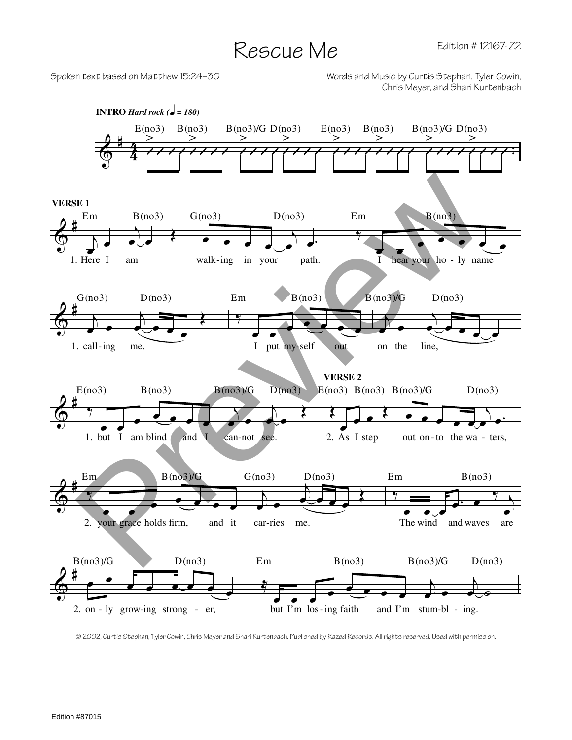# Rescue Me

Edition # 12167-Z2

Spoken text based on Matthew 15:24–30

Words and Music by Curtis Stephan, Tyler Cowin, Chris Meyer, and Shari Kurtenbach

**INTRO** ***Hard rock*** **(♩ = 180)**

E(no3) B(no3) B(no3)/G D(no3) E(no3) B(no3) B(no3)/G D(no3)

**VERSE 1**

Em B(no3) G(no3) D(no3) Em B(no3)

1. Here I am walk-ing in your path. I hear your ho-ly name

G(no3) D(no3) Em B(no3) B(no3)/G D(no3)

1. call-ing me. I put my-self out on the line,

E(no3) B(no3) B(no3)/G D(no3)

1. but I am blind and I can-not see.

**VERSE 2**

E(no3) B(no3) B(no3)/G D(no3)

2. As I step out on-to the wa-ters,

Em B(no3)/G G(no3) D(no3) Em B(no3)

2. your grace holds firm, and it car-ries me. The wind and waves are

B(no3)/G D(no3) Em B(no3) B(no3)/G D(no3)

2. on-ly grow-ing strong-er, but I'm los-ing faith and I'm stum-bl-ing.

© 2002, Curtis Stephan, Tyler Cowin, Chris Meyer and Shari Kurtenbach. Published by Razed Records. All rights reserved. Used with permission.

Edition #87015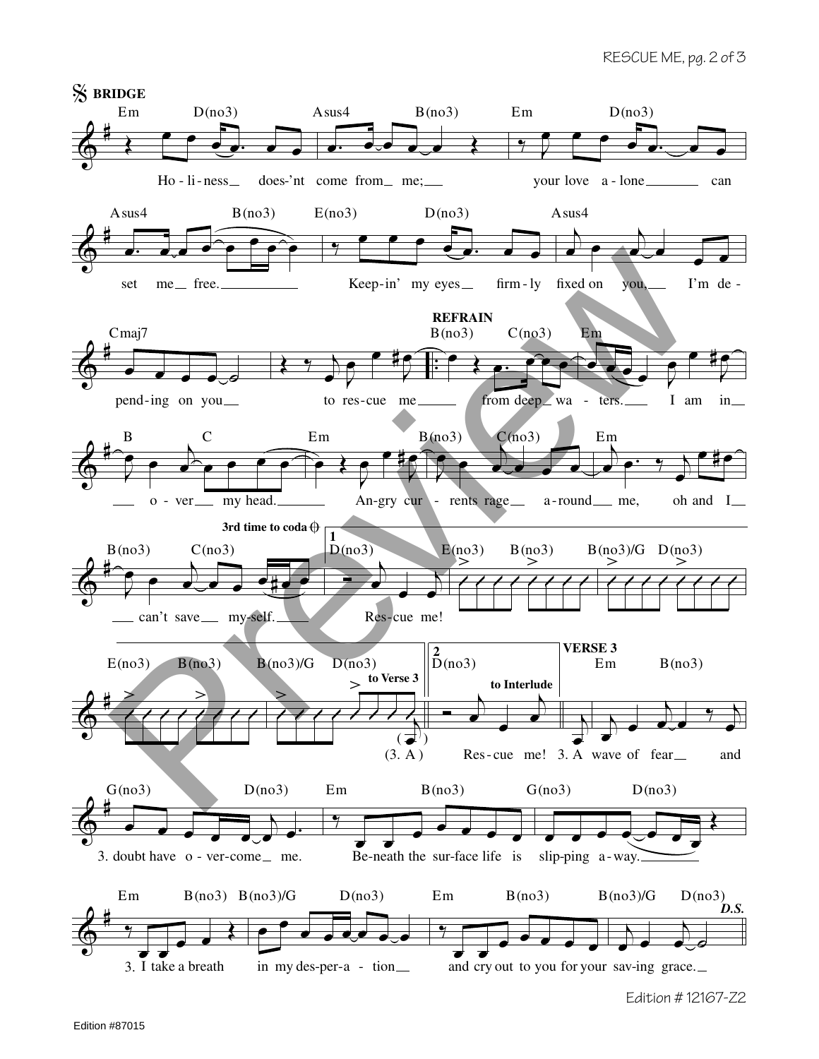## BRIDGE

Em D(no3) Asus4 B(no3) Em D(no3)

Holiness doesn't come from me; your love alone can

Asus4 B(no3) E(no3) D(no3) Asus4

set me free. Keepin' my eyes firmly fixed on you, I'm de-

Cmaj7

pending on you to rescue me

## REFRAIN

B(no3) C(no3) Em

from deep waters. I am in

B C Em B(no3) C(no3) Em

over my head. Angry currents rage around me, oh and I

B(no3) C(no3)

can't save myself.

3rd time to coda

1. D(no3) E(no3) B(no3) B(no3)/G D(no3)

Rescue me!

E(no3) B(no3) B(no3)/G D(no3)

to Verse 3

(3. A)

2. D(no3)

to Interlude

Rescue me!

## VERSE 3

Em B(no3)

3. A wave of fear and

G(no3) D(no3) Em B(no3) G(no3) D(no3)

3. doubt have overcome me. Beneath the surface life is slipping away.

Em B(no3) B(no3)/G D(no3) Em B(no3) B(no3)/G D(no3)

3. I take a breath in my desperation and cry out to you for your saving grace.

*D.S.*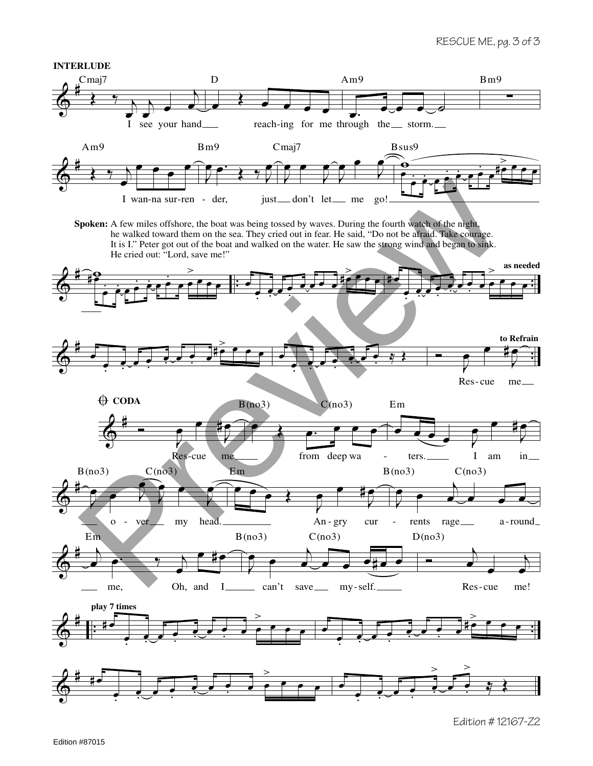**INTERLUDE**

Cmaj7 D Am9 Bm9

I see your hand reach-ing for me through the storm.

Am9 Bm9 Cmaj7 Bsus9

I wan-na sur-ren - der, just don't let me go!

**Spoken:** A few miles offshore, the boat was being tossed by waves. During the fourth watch of the night, he walked toward them on the sea. They cried out in fear. He said, "Do not be afraid. Take courage. It is I." Peter got out of the boat and walked on the water. He saw the strong wind and began to sink. He cried out: "Lord, save me!"

**as needed**

**to Refrain**

Res-cue me

**CODA**

B(no3) C(no3) Em

Res-cue me from deep wa - ters. I am in

B(no3) C(no3) Em B(no3) C(no3)

o - ver my head. An-gry cur - rents rage a-round

Em B(no3) C(no3) D(no3)

me, Oh, and I can't save my-self. Res-cue me!

**play 7 times**

Edition # 12167-Z2

Edition #87015